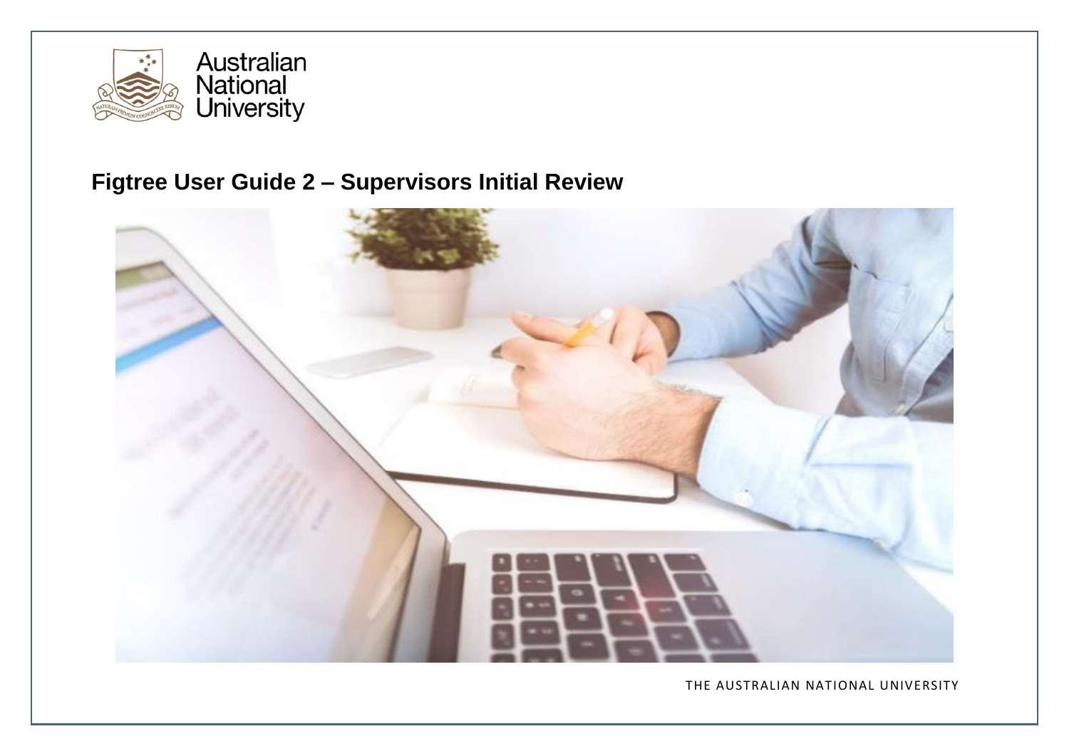# Figtree User Guide 2 – Supervisors Initial Review

THE AUSTRALIAN NATIONAL UNIVERSITY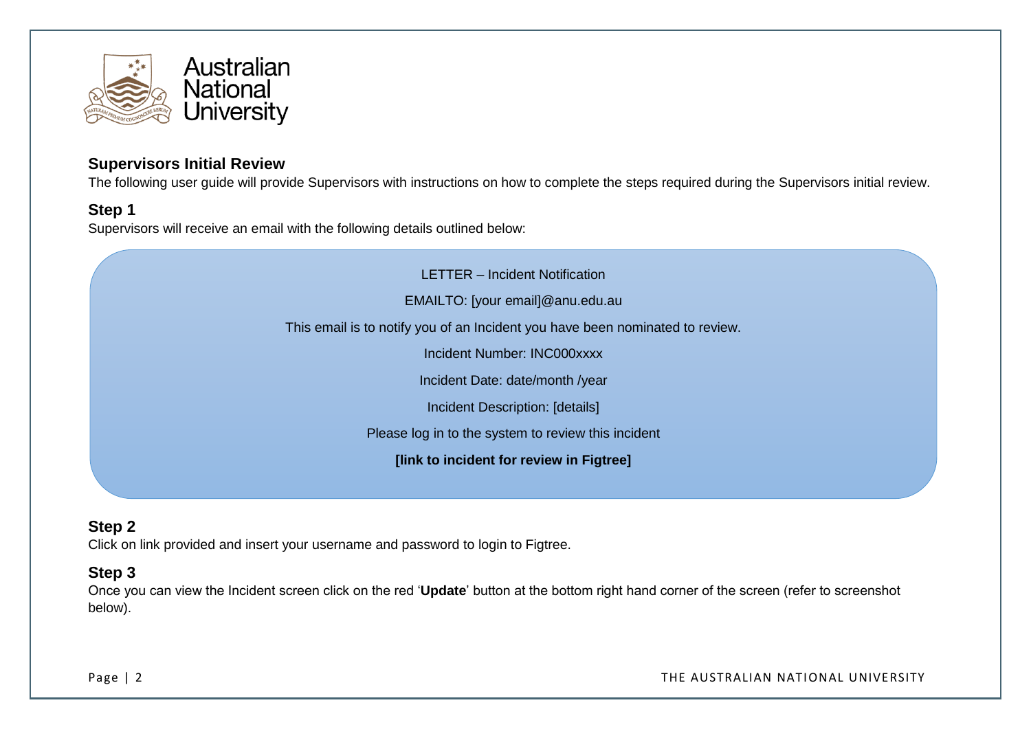## Supervisors Initial Review

The following user guide will provide Supervisors with instructions on how to complete the steps required during the Supervisors initial review.

### Step 1

Supervisors will receive an email with the following details outlined below:

> LETTER – Incident Notification
>
> EMAILTO: [your email]@anu.edu.au
>
> This email is to notify you of an Incident you have been nominated to review.
>
> Incident Number: INC000xxxx
>
> Incident Date: date/month /year
>
> Incident Description: [details]
>
> Please log in to the system to review this incident
>
> **[link to incident for review in Figtree]**

### Step 2

Click on link provided and insert your username and password to login to Figtree.

### Step 3

Once you can view the Incident screen click on the red '**Update**' button at the bottom right hand corner of the screen (refer to screenshot below).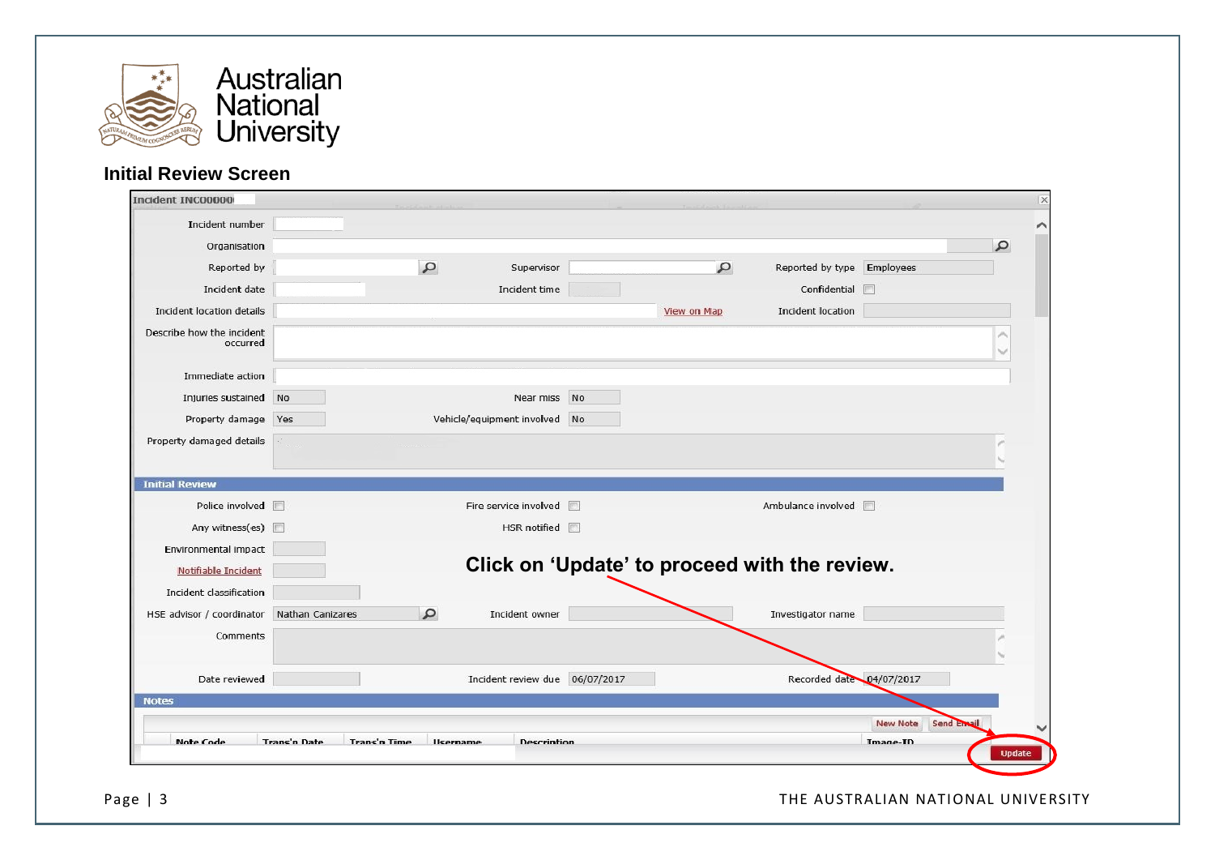## Initial Review Screen

Incident INC00000

Incident number

Organisation

Reported by | Supervisor | Reported by type: Employees

Incident date | Incident time | Confidential

Incident location details | View on Map | Incident location

Describe how the incident occurred

Immediate action

Injuries sustained: No | Near miss: No

Property damage: Yes | Vehicle/equipment involved: No

Property damaged details

**Initial Review**

Police involved | Fire service involved | Ambulance involved

Any witness(es) | HSR notified

Environmental impact

Notifiable Incident

Incident classification

HSE advisor / coordinator: Nathan Canizares | Incident owner | Investigator name

Comments

Date reviewed | Incident review due: 06/07/2017 | Recorded date: 04/07/2017

**Notes**

New Note | Send Email

| Note Code | Trans'n Date | Trans'n Time | Username | Description | Image-ID |
|---|---|---|---|---|---|

Update

**Click on 'Update' to proceed with the review.**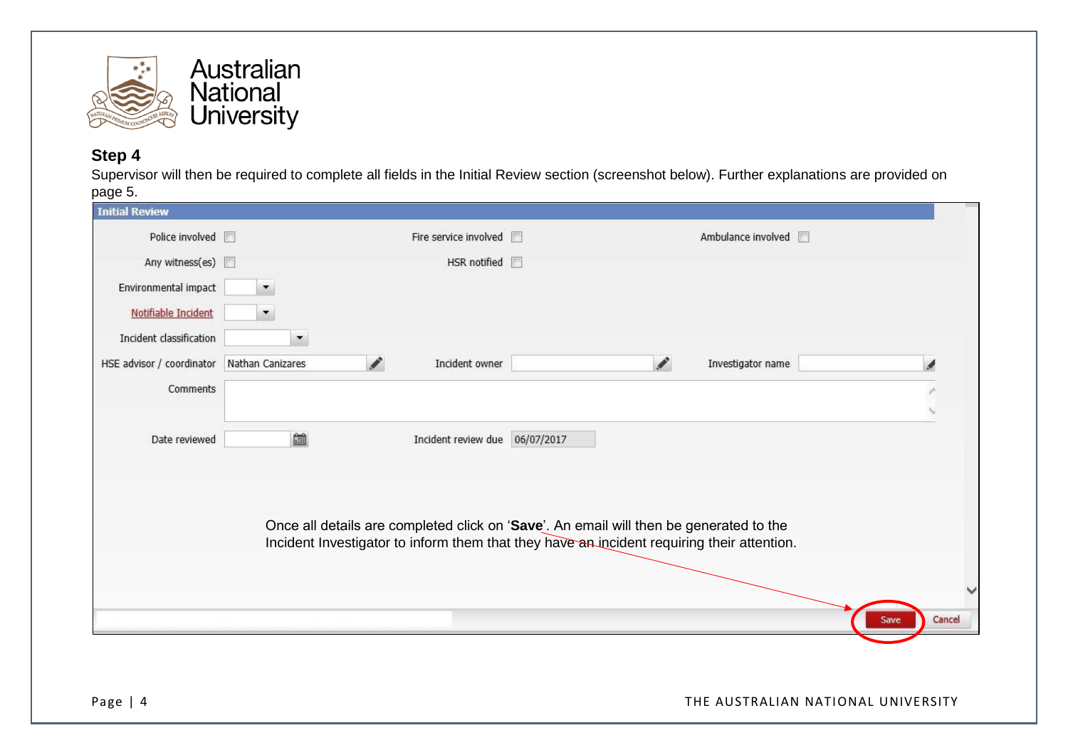## Step 4

Supervisor will then be required to complete all fields in the Initial Review section (screenshot below). Further explanations are provided on page 5.

Initial Review

Police involved

Fire service involved

Ambulance involved

Any witness(es)

HSR notified

Environmental impact

Notifiable Incident

Incident classification

HSE advisor / coordinator Nathan Canizares

Incident owner

Investigator name

Comments

Date reviewed

Incident review due 06/07/2017

Once all details are completed click on '**Save**'. An email will then be generated to the Incident Investigator to inform them that they have an incident requiring their attention.

Save Cancel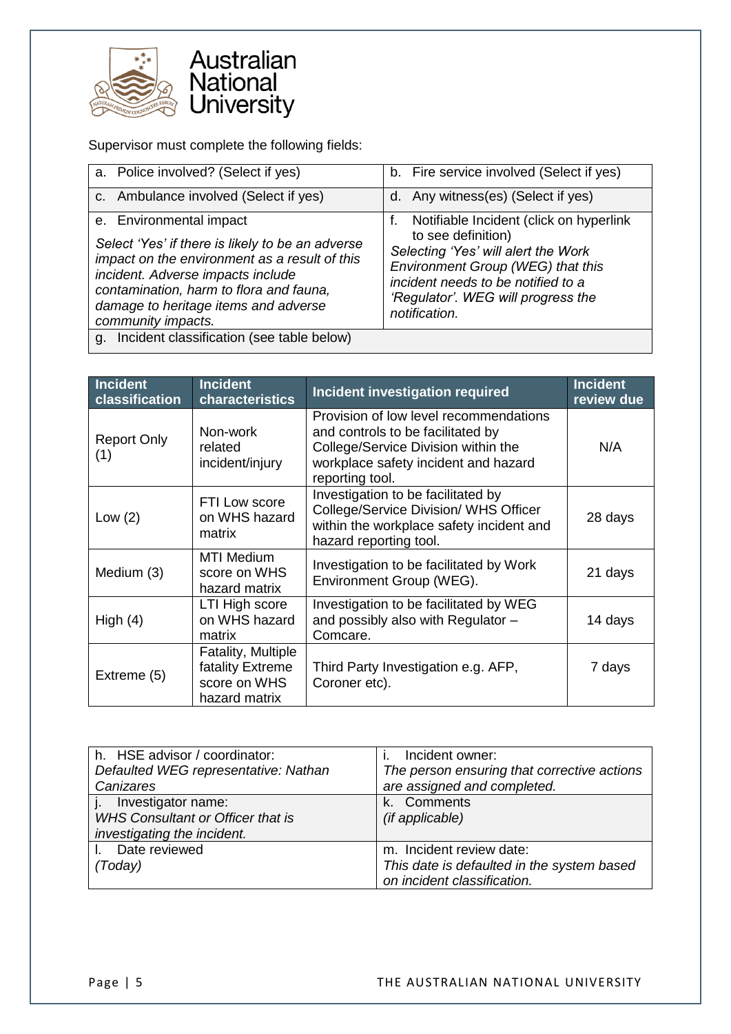Supervisor must complete the following fields:

| | |
|---|---|
| a. Police involved? (Select if yes) | b. Fire service involved (Select if yes) |
| c. Ambulance involved (Select if yes) | d. Any witness(es) (Select if yes) |
| e. Environmental impact<br>*Select 'Yes' if there is likely to be an adverse impact on the environment as a result of this incident. Adverse impacts include contamination, harm to flora and fauna, damage to heritage items and adverse community impacts.* | f. Notifiable Incident (click on hyperlink to see definition)<br>*Selecting 'Yes' will alert the Work Environment Group (WEG) that this incident needs to be notified to a 'Regulator'. WEG will progress the notification.* |
| g. Incident classification (see table below) | |

| Incident classification | Incident characteristics | Incident investigation required | Incident review due |
|---|---|---|---|
| Report Only (1) | Non-work related incident/injury | Provision of low level recommendations and controls to be facilitated by College/Service Division within the workplace safety incident and hazard reporting tool. | N/A |
| Low (2) | FTI Low score on WHS hazard matrix | Investigation to be facilitated by College/Service Division/ WHS Officer within the workplace safety incident and hazard reporting tool. | 28 days |
| Medium (3) | MTI Medium score on WHS hazard matrix | Investigation to be facilitated by Work Environment Group (WEG). | 21 days |
| High (4) | LTI High score on WHS hazard matrix | Investigation to be facilitated by WEG and possibly also with Regulator – Comcare. | 14 days |
| Extreme (5) | Fatality, Multiple fatality Extreme score on WHS hazard matrix | Third Party Investigation e.g. AFP, Coroner etc). | 7 days |

| | |
|---|---|
| h. HSE advisor / coordinator:<br>*Defaulted WEG representative: Nathan Canizares* | i. Incident owner:<br>*The person ensuring that corrective actions are assigned and completed.* |
| j. Investigator name:<br>*WHS Consultant or Officer that is investigating the incident.* | k. Comments<br>*(if applicable)* |
| l. Date reviewed<br>*(Today)* | m. Incident review date:<br>*This date is defaulted in the system based on incident classification.* |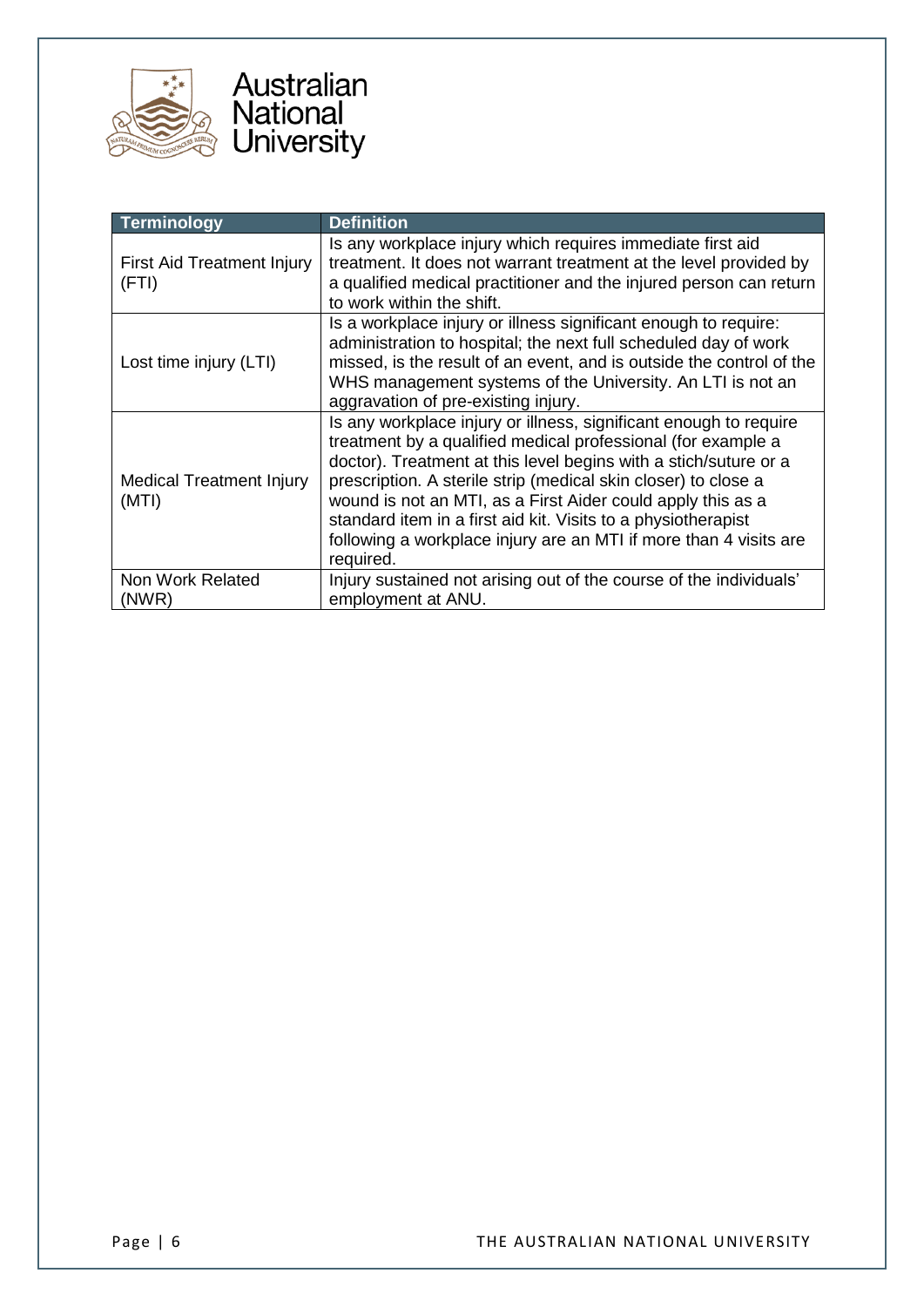| Terminology | Definition |
|---|---|
| First Aid Treatment Injury (FTI) | Is any workplace injury which requires immediate first aid treatment. It does not warrant treatment at the level provided by a qualified medical practitioner and the injured person can return to work within the shift. |
| Lost time injury (LTI) | Is a workplace injury or illness significant enough to require: administration to hospital; the next full scheduled day of work missed, is the result of an event, and is outside the control of the WHS management systems of the University. An LTI is not an aggravation of pre-existing injury. |
| Medical Treatment Injury (MTI) | Is any workplace injury or illness, significant enough to require treatment by a qualified medical professional (for example a doctor). Treatment at this level begins with a stich/suture or a prescription. A sterile strip (medical skin closer) to close a wound is not an MTI, as a First Aider could apply this as a standard item in a first aid kit. Visits to a physiotherapist following a workplace injury are an MTI if more than 4 visits are required. |
| Non Work Related (NWR) | Injury sustained not arising out of the course of the individuals' employment at ANU. |